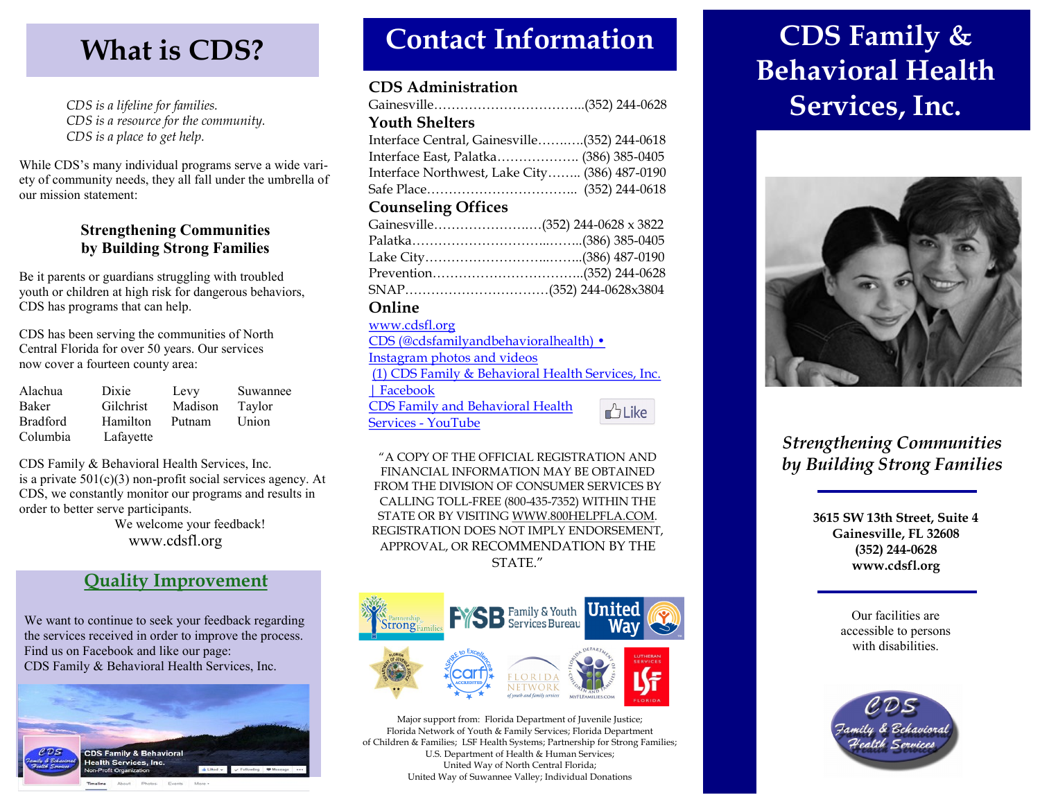# What is CDS?

*CDS is a lifeline for families.*
*CDS is a resource for the community.*
*CDS is a place to get help.*

While CDS's many individual programs serve a wide variety of community needs, they all fall under the umbrella of our mission statement:

**Strengthening Communities by Building Strong Families**

Be it parents or guardians struggling with troubled youth or children at high risk for dangerous behaviors, CDS has programs that can help.

CDS has been serving the communities of North Central Florida for over 50 years. Our services now cover a fourteen county area:

| | | | |
|---|---|---|---|
| Alachua | Dixie | Levy | Suwannee |
| Baker | Gilchrist | Madison | Taylor |
| Bradford | Hamilton | Putnam | Union |
| Columbia | Lafayette | | |

CDS Family & Behavioral Health Services, Inc. is a private 501(c)(3) non-profit social services agency. At CDS, we constantly monitor our programs and results in order to better serve participants.

We welcome your feedback!
www.cdsfl.org

## Quality Improvement

We want to continue to seek your feedback regarding the services received in order to improve the process. Find us on Facebook and like our page: CDS Family & Behavioral Health Services, Inc.

# Contact Information

### CDS Administration
Gainesville……………………………..(352) 244-0628

### Youth Shelters
Interface Central, Gainesville……..…(352) 244-0618
Interface East, Palatka………………. (386) 385-0405
Interface Northwest, Lake City…….. (386) 487-0190
Safe Place…………………………….. (352) 244-0618

### Counseling Offices
Gainesville……………………..(352) 244-0628 x 3822
Palatka…………………………..……..(386) 385-0405
Lake City…………………….…..……..(386) 487-0190
Prevention……………………………..(352) 244-0628
SNAP……………………………(352) 244-0628x3804

### Online
www.cdsfl.org
CDS (@cdsfamilyandbehavioralhealth) • Instagram photos and videos
(1) CDS Family & Behavioral Health Services, Inc. | Facebook
CDS Family and Behavioral Health Services - YouTube

"A COPY OF THE OFFICIAL REGISTRATION AND FINANCIAL INFORMATION MAY BE OBTAINED FROM THE DIVISION OF CONSUMER SERVICES BY CALLING TOLL-FREE (800-435-7352) WITHIN THE STATE OR BY VISITING WWW.800HELPFLA.COM. REGISTRATION DOES NOT IMPLY ENDORSEMENT, APPROVAL, OR RECOMMENDATION BY THE STATE."

Major support from: Florida Department of Juvenile Justice; Florida Network of Youth & Family Services; Florida Department of Children & Families; LSF Health Systems; Partnership for Strong Families; U.S. Department of Health & Human Services; United Way of North Central Florida; United Way of Suwannee Valley; Individual Donations

# CDS Family & Behavioral Health Services, Inc.

*Strengthening Communities by Building Strong Families*

**3615 SW 13th Street, Suite 4**
**Gainesville, FL 32608**
**(352) 244-0628**
**www.cdsfl.org**

Our facilities are accessible to persons with disabilities.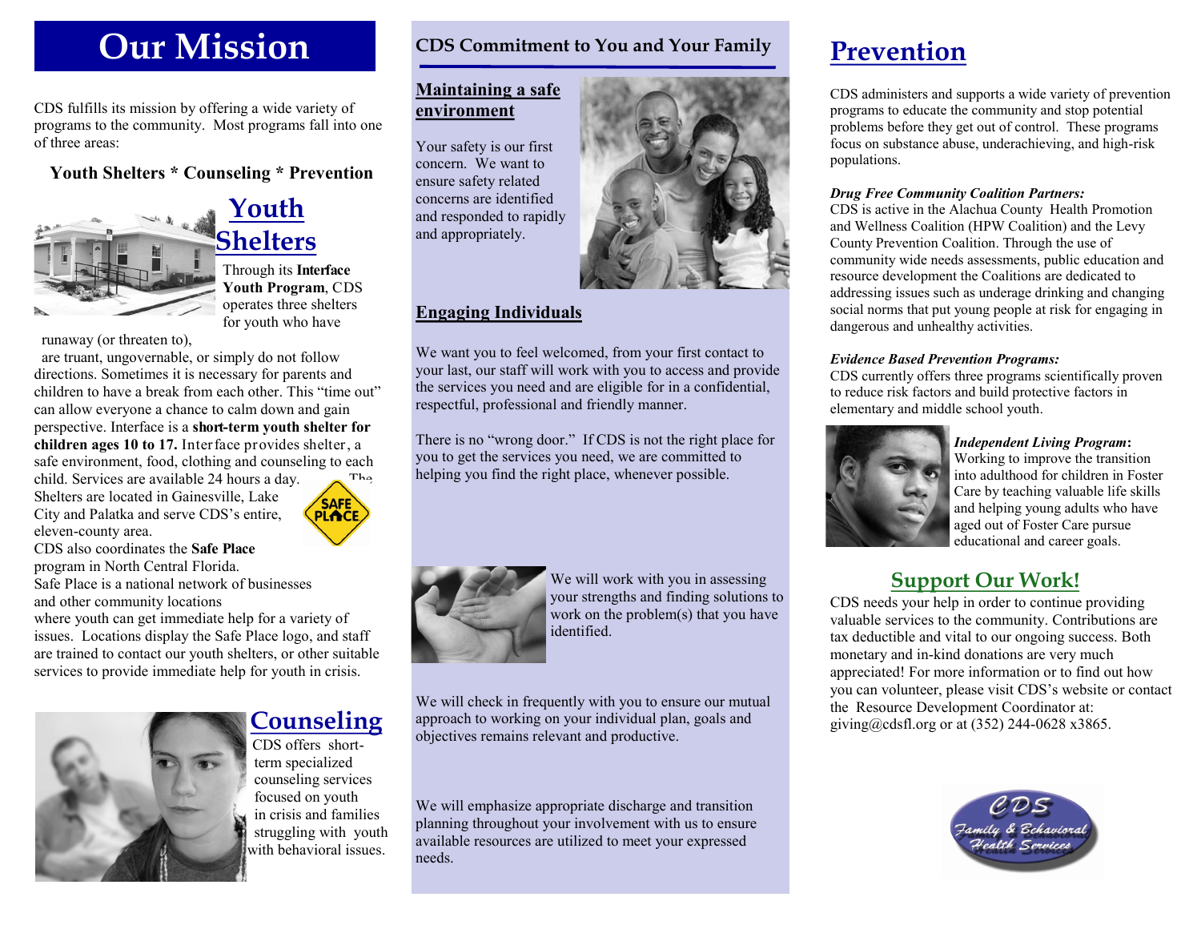# Our Mission

CDS fulfills its mission by offering a wide variety of programs to the community. Most programs fall into one of three areas:

**Youth Shelters * Counseling * Prevention**

## Youth Shelters

Through its **Interface Youth Program**, CDS operates three shelters for youth who have runaway (or threaten to), are truant, ungovernable, or simply do not follow directions. Sometimes it is necessary for parents and children to have a break from each other. This "time out" can allow everyone a chance to calm down and gain perspective. Interface is a **short-term youth shelter for children ages 10 to 17.** Interface provides shelter, a safe environment, food, clothing and counseling to each child. Services are available 24 hours a day. The Shelters are located in Gainesville, Lake City and Palatka and serve CDS's entire, eleven-county area.

CDS also coordinates the **Safe Place** program in North Central Florida. Safe Place is a national network of businesses and other community locations where youth can get immediate help for a variety of issues. Locations display the Safe Place logo, and staff are trained to contact our youth shelters, or other suitable services to provide immediate help for youth in crisis.

## Counseling

CDS offers short-term specialized counseling services focused on youth in crisis and families struggling with youth with behavioral issues.

## CDS Commitment to You and Your Family

### Maintaining a safe environment

Your safety is our first concern. We want to ensure safety related concerns are identified and responded to rapidly and appropriately.

### Engaging Individuals

We want you to feel welcomed, from your first contact to your last, our staff will work with you to access and provide the services you need and are eligible for in a confidential, respectful, professional and friendly manner.

There is no "wrong door." If CDS is not the right place for you to get the services you need, we are committed to helping you find the right place, whenever possible.

We will work with you in assessing your strengths and finding solutions to work on the problem(s) that you have identified.

We will check in frequently with you to ensure our mutual approach to working on your individual plan, goals and objectives remains relevant and productive.

We will emphasize appropriate discharge and transition planning throughout your involvement with us to ensure available resources are utilized to meet your expressed needs.

## Prevention

CDS administers and supports a wide variety of prevention programs to educate the community and stop potential problems before they get out of control. These programs focus on substance abuse, underachieving, and high-risk populations.

***Drug Free Community Coalition Partners:***
CDS is active in the Alachua County Health Promotion and Wellness Coalition (HPW Coalition) and the Levy County Prevention Coalition. Through the use of community wide needs assessments, public education and resource development the Coalitions are dedicated to addressing issues such as underage drinking and changing social norms that put young people at risk for engaging in dangerous and unhealthy activities.

***Evidence Based Prevention Programs:***
CDS currently offers three programs scientifically proven to reduce risk factors and build protective factors in elementary and middle school youth.

***Independent Living Program*:**
Working to improve the transition into adulthood for children in Foster Care by teaching valuable life skills and helping young adults who have aged out of Foster Care pursue educational and career goals.

## Support Our Work!

CDS needs your help in order to continue providing valuable services to the community. Contributions are tax deductible and vital to our ongoing success. Both monetary and in-kind donations are very much appreciated! For more information or to find out how you can volunteer, please visit CDS's website or contact the Resource Development Coordinator at: giving@cdsfl.org or at (352) 244-0628 x3865.

CDS Family & Behavioral Health Services